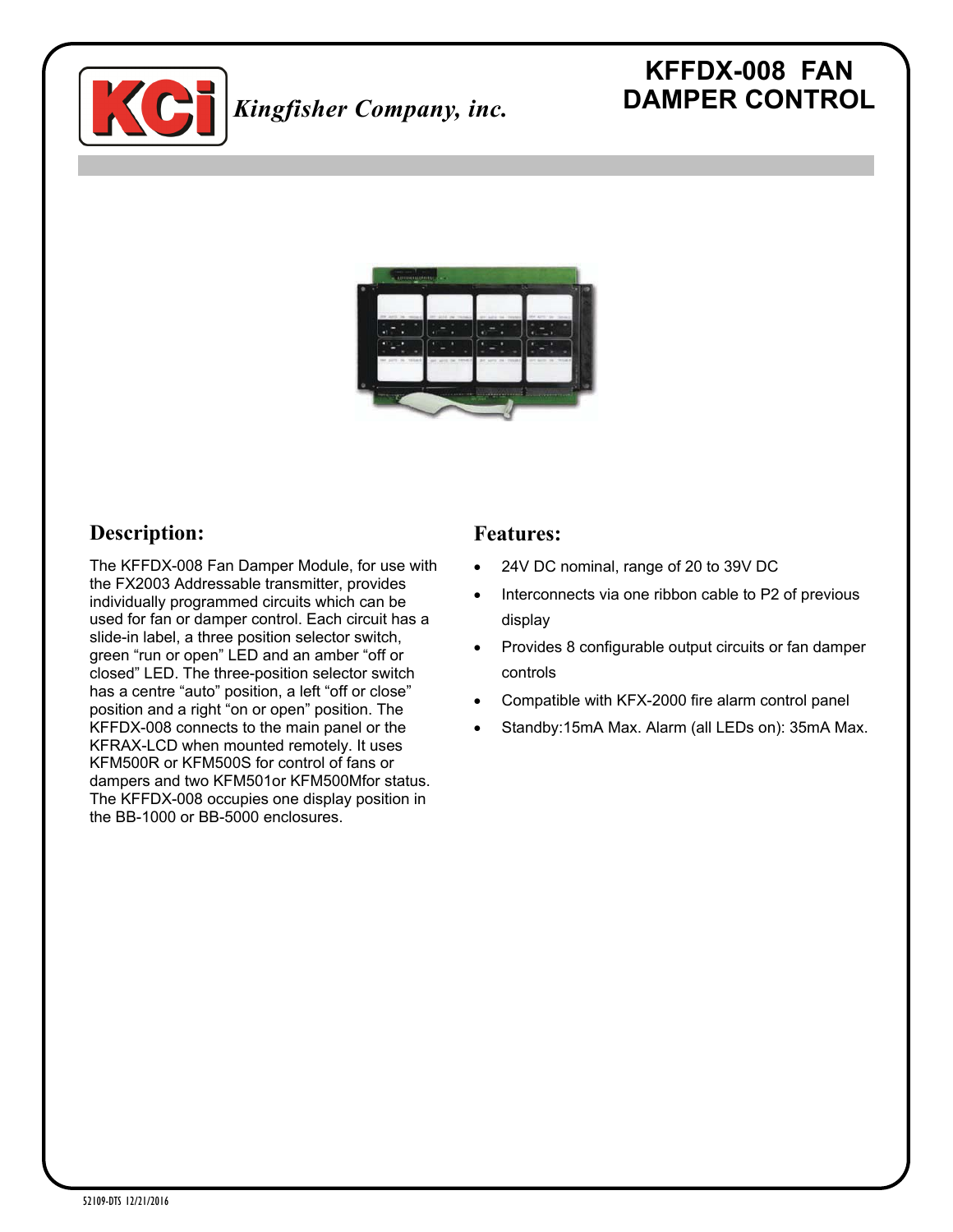Kingfisher Company, inc.

# KFFDX-008 FAN DAMPER CONTROL

## Description:

The KFFDX-008 Fan Damper Module, for use with the FX2003 Addressable transmitter, provides individually programmed circuits which can be used for fan or damper control. Each circuit has a slide-in label, a three position selector switch, green “run or open” LED and an amber “off or closed” LED. The three-position selector switch has a centre “auto” position, a left “off or close” position and a right “on or open” position. The KFFDX-008 connects to the main panel or the KFRAX-LCD when mounted remotely. It uses KFM500R or KFM500S for control of fans or dampers and two KFM501or KFM500Mfor status. The KFFDX-008 occupies one display position in the BB-1000 or BB-5000 enclosures.

## Features:

- 24V DC nominal, range of 20 to 39V DC
- Interconnects via one ribbon cable to P2 of previous display
- Provides 8 configurable output circuits or fan damper controls
- Compatible with KFX-2000 fire alarm control panel
- Standby:15mA Max. Alarm (all LEDs on): 35mA Max.

52109-DTS 12/21/2016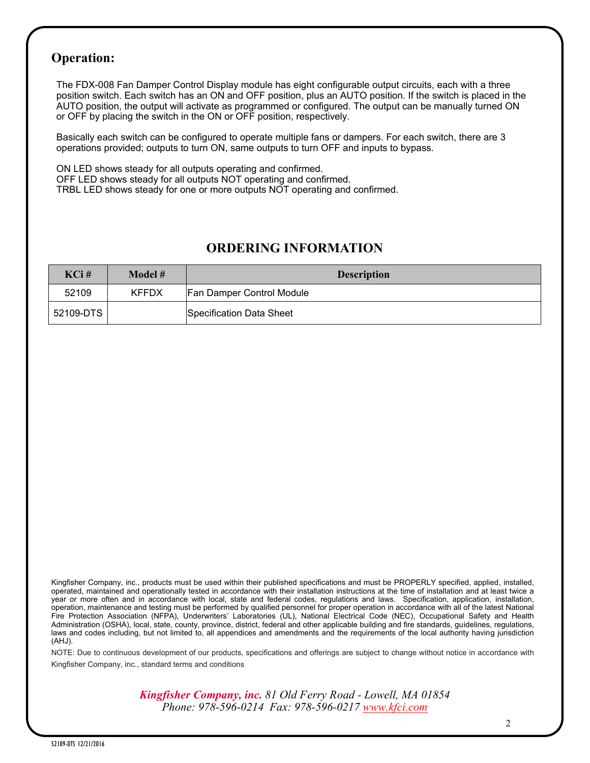## Operation:

The FDX-008 Fan Damper Control Display module has eight configurable output circuits, each with a three position switch. Each switch has an ON and OFF position, plus an AUTO position. If the switch is placed in the AUTO position, the output will activate as programmed or configured. The output can be manually turned ON or OFF by placing the switch in the ON or OFF position, respectively.

Basically each switch can be configured to operate multiple fans or dampers. For each switch, there are 3 operations provided; outputs to turn ON, same outputs to turn OFF and inputs to bypass.

ON LED shows steady for all outputs operating and confirmed.
OFF LED shows steady for all outputs NOT operating and confirmed.
TRBL LED shows steady for one or more outputs NOT operating and confirmed.

## ORDERING INFORMATION

| KCi # | Model # | Description |
|---|---|---|
| 52109 | KFFDX | Fan Damper Control Module |
| 52109-DTS | | Specification Data Sheet |

Kingfisher Company, inc., products must be used within their published specifications and must be PROPERLY specified, applied, installed, operated, maintained and operationally tested in accordance with their installation instructions at the time of installation and at least twice a year or more often and in accordance with local, state and federal codes, regulations and laws. Specification, application, installation, operation, maintenance and testing must be performed by qualified personnel for proper operation in accordance with all of the latest National Fire Protection Association (NFPA), Underwriters' Laboratories (UL), National Electrical Code (NEC), Occupational Safety and Health Administration (OSHA), local, state, county, province, district, federal and other applicable building and fire standards, guidelines, regulations, laws and codes including, but not limited to, all appendices and amendments and the requirements of the local authority having jurisdiction (AHJ).

NOTE: Due to continuous development of our products, specifications and offerings are subject to change without notice in accordance with Kingfisher Company, inc., standard terms and conditions

***Kingfisher Company, inc.*** *81 Old Ferry Road - Lowell, MA 01854*
*Phone: 978-596-0214 Fax: 978-596-0217 www.kfci.com*